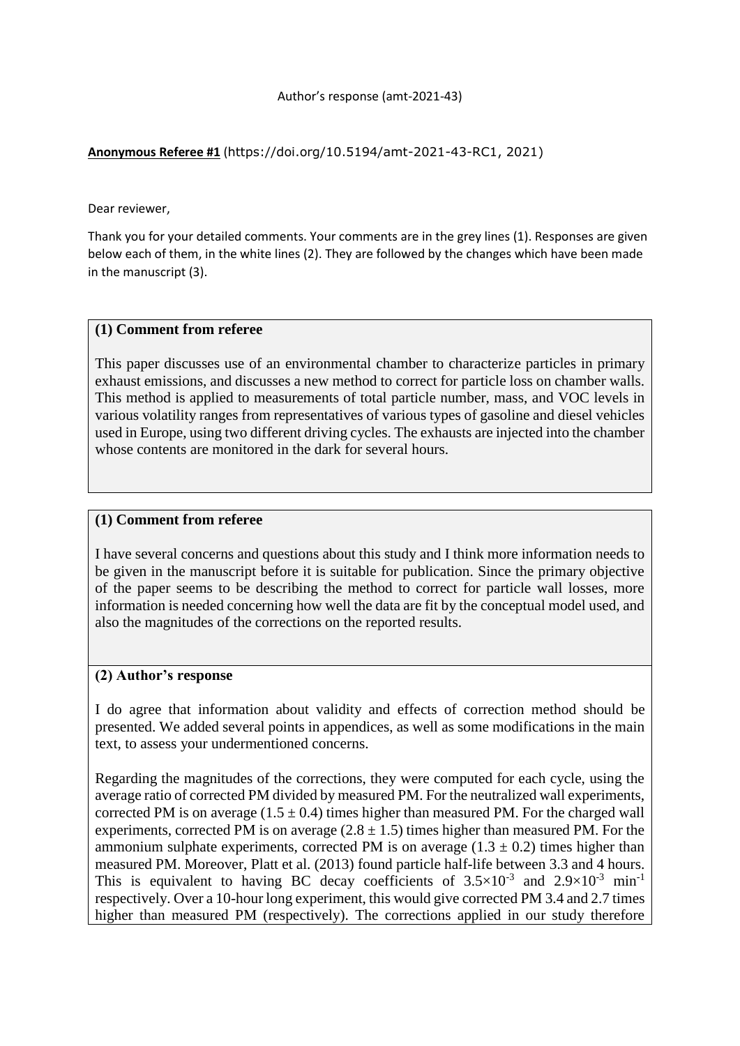Author's response (amt-2021-43)

**Anonymous Referee #1** (https://doi.org/10.5194/amt-2021-43-RC1, 2021)

Dear reviewer,

Thank you for your detailed comments. Your comments are in the grey lines (1). Responses are given below each of them, in the white lines (2). They are followed by the changes which have been made in the manuscript (3).

**(1) Comment from referee**

This paper discusses use of an environmental chamber to characterize particles in primary exhaust emissions, and discusses a new method to correct for particle loss on chamber walls. This method is applied to measurements of total particle number, mass, and VOC levels in various volatility ranges from representatives of various types of gasoline and diesel vehicles used in Europe, using two different driving cycles. The exhausts are injected into the chamber whose contents are monitored in the dark for several hours.

**(1) Comment from referee**

I have several concerns and questions about this study and I think more information needs to be given in the manuscript before it is suitable for publication. Since the primary objective of the paper seems to be describing the method to correct for particle wall losses, more information is needed concerning how well the data are fit by the conceptual model used, and also the magnitudes of the corrections on the reported results.

**(2) Author's response**

I do agree that information about validity and effects of correction method should be presented. We added several points in appendices, as well as some modifications in the main text, to assess your undermentioned concerns.

Regarding the magnitudes of the corrections, they were computed for each cycle, using the average ratio of corrected PM divided by measured PM. For the neutralized wall experiments, corrected PM is on average ($1.5 \pm 0.4$) times higher than measured PM. For the charged wall experiments, corrected PM is on average ($2.8 \pm 1.5$) times higher than measured PM. For the ammonium sulphate experiments, corrected PM is on average ($1.3 \pm 0.2$) times higher than measured PM. Moreover, Platt et al. (2013) found particle half-life between 3.3 and 4 hours. This is equivalent to having BC decay coefficients of $3.5\times10^{-3}$ and $2.9\times10^{-3}$ $min^{-1}$ respectively. Over a 10-hour long experiment, this would give corrected PM 3.4 and 2.7 times higher than measured PM (respectively). The corrections applied in our study therefore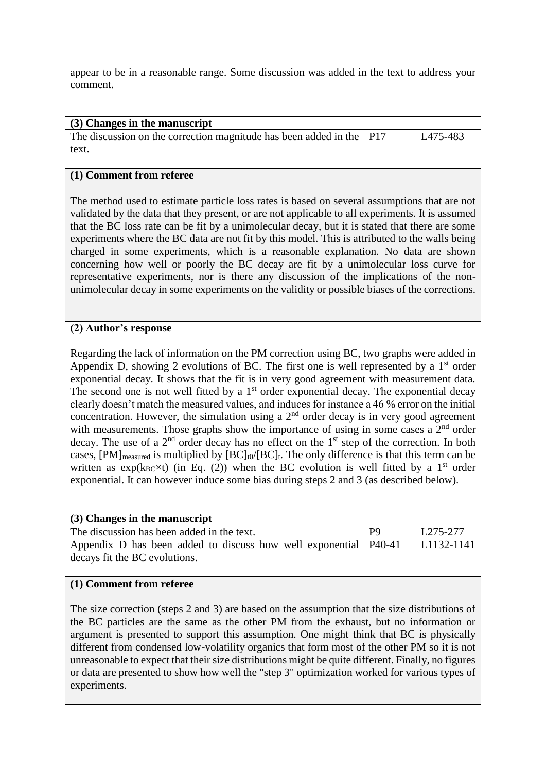appear to be in a reasonable range. Some discussion was added in the text to address your comment.

| **(3) Changes in the manuscript** | | |
|---|---|---|
| The discussion on the correction magnitude has been added in the text. | P17 | L475-483 |

**(1) Comment from referee**

The method used to estimate particle loss rates is based on several assumptions that are not validated by the data that they present, or are not applicable to all experiments. It is assumed that the BC loss rate can be fit by a unimolecular decay, but it is stated that there are some experiments where the BC data are not fit by this model. This is attributed to the walls being charged in some experiments, which is a reasonable explanation. No data are shown concerning how well or poorly the BC decay are fit by a unimolecular loss curve for representative experiments, nor is there any discussion of the implications of the non-unimolecular decay in some experiments on the validity or possible biases of the corrections.

**(2) Author's response**

Regarding the lack of information on the PM correction using BC, two graphs were added in Appendix D, showing 2 evolutions of BC. The first one is well represented by a 1st order exponential decay. It shows that the fit is in very good agreement with measurement data. The second one is not well fitted by a 1st order exponential decay. The exponential decay clearly doesn't match the measured values, and induces for instance a 46 % error on the initial concentration. However, the simulation using a 2nd order decay is in very good agreement with measurements. Those graphs show the importance of using in some cases a 2nd order decay. The use of a 2nd order decay has no effect on the 1st step of the correction. In both cases, $[PM]_{measured}$ is multiplied by $[BC]_{t0}/[BC]_{t}$. The only difference is that this term can be written as $\exp(k_{BC}\times t)$ (in Eq. (2)) when the BC evolution is well fitted by a 1st order exponential. It can however induce some bias during steps 2 and 3 (as described below).

| **(3) Changes in the manuscript** | | |
|---|---|---|
| The discussion has been added in the text. | P9 | L275-277 |
| Appendix D has been added to discuss how well exponential decays fit the BC evolutions. | P40-41 | L1132-1141 |

**(1) Comment from referee**

The size correction (steps 2 and 3) are based on the assumption that the size distributions of the BC particles are the same as the other PM from the exhaust, but no information or argument is presented to support this assumption. One might think that BC is physically different from condensed low-volatility organics that form most of the other PM so it is not unreasonable to expect that their size distributions might be quite different. Finally, no figures or data are presented to show how well the "step 3" optimization worked for various types of experiments.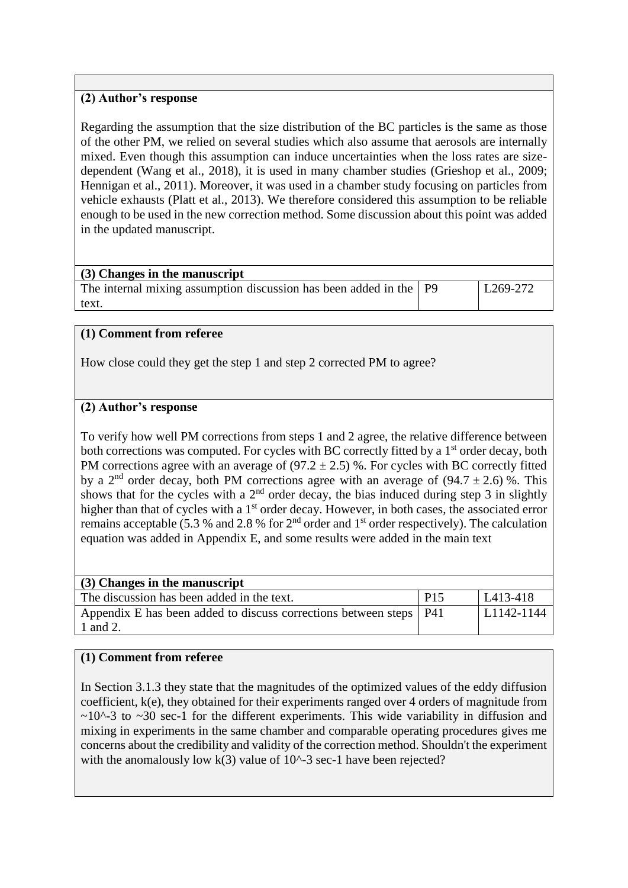**(2) Author's response**

Regarding the assumption that the size distribution of the BC particles is the same as those of the other PM, we relied on several studies which also assume that aerosols are internally mixed. Even though this assumption can induce uncertainties when the loss rates are size-dependent (Wang et al., 2018), it is used in many chamber studies (Grieshop et al., 2009; Hennigan et al., 2011). Moreover, it was used in a chamber study focusing on particles from vehicle exhausts (Platt et al., 2013). We therefore considered this assumption to be reliable enough to be used in the new correction method. Some discussion about this point was added in the updated manuscript.

| (3) Changes in the manuscript | | |
|---|---|---|
| The internal mixing assumption discussion has been added in the text. | P9 | L269-272 |

**(1) Comment from referee**

How close could they get the step 1 and step 2 corrected PM to agree?

**(2) Author's response**

To verify how well PM corrections from steps 1 and 2 agree, the relative difference between both corrections was computed. For cycles with BC correctly fitted by a 1st order decay, both PM corrections agree with an average of $(97.2 \pm 2.5)$ %. For cycles with BC correctly fitted by a 2nd order decay, both PM corrections agree with an average of $(94.7 \pm 2.6)$ %. This shows that for the cycles with a 2nd order decay, the bias induced during step 3 in slightly higher than that of cycles with a 1st order decay. However, in both cases, the associated error remains acceptable (5.3 % and 2.8 % for 2nd order and 1st order respectively). The calculation equation was added in Appendix E, and some results were added in the main text

| (3) Changes in the manuscript | | |
|---|---|---|
| The discussion has been added in the text. | P15 | L413-418 |
| Appendix E has been added to discuss corrections between steps 1 and 2. | P41 | L1142-1144 |

**(1) Comment from referee**

In Section 3.1.3 they state that the magnitudes of the optimized values of the eddy diffusion coefficient, k(e), they obtained for their experiments ranged over 4 orders of magnitude from ~10^-3 to ~30 sec-1 for the different experiments. This wide variability in diffusion and mixing in experiments in the same chamber and comparable operating procedures gives me concerns about the credibility and validity of the correction method. Shouldn't the experiment with the anomalously low k(3) value of 10^-3 sec-1 have been rejected?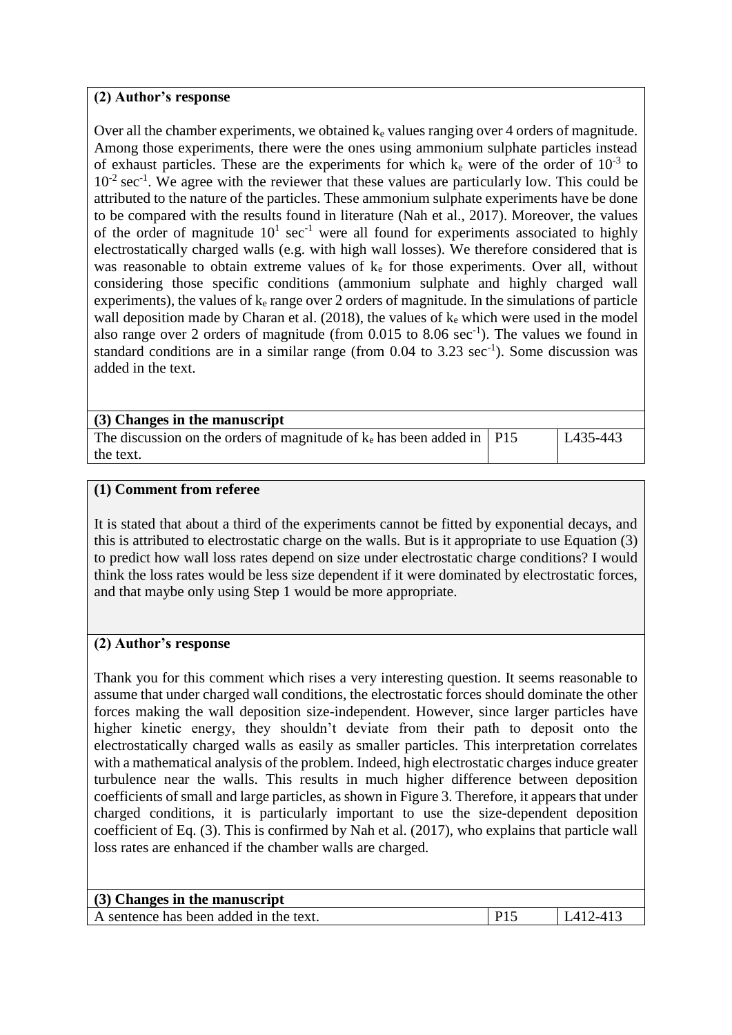**(2) Author's response**

Over all the chamber experiments, we obtained $k_e$ values ranging over 4 orders of magnitude. Among those experiments, there were the ones using ammonium sulphate particles instead of exhaust particles. These are the experiments for which $k_e$ were of the order of $10^{-3}$ to $10^{-2}$ sec$^{-1}$. We agree with the reviewer that these values are particularly low. This could be attributed to the nature of the particles. These ammonium sulphate experiments have be done to be compared with the results found in literature (Nah et al., 2017). Moreover, the values of the order of magnitude $10^{1}$ sec$^{-1}$ were all found for experiments associated to highly electrostatically charged walls (e.g. with high wall losses). We therefore considered that is was reasonable to obtain extreme values of $k_e$ for those experiments. Over all, without considering those specific conditions (ammonium sulphate and highly charged wall experiments), the values of $k_e$ range over 2 orders of magnitude. In the simulations of particle wall deposition made by Charan et al. (2018), the values of $k_e$ which were used in the model also range over 2 orders of magnitude (from 0.015 to 8.06 sec$^{-1}$). The values we found in standard conditions are in a similar range (from 0.04 to 3.23 sec$^{-1}$). Some discussion was added in the text.

| (3) Changes in the manuscript | | |
|---|---|---|
| The discussion on the orders of magnitude of $k_e$ has been added in the text. | P15 | L435-443 |

**(1) Comment from referee**

It is stated that about a third of the experiments cannot be fitted by exponential decays, and this is attributed to electrostatic charge on the walls. But is it appropriate to use Equation (3) to predict how wall loss rates depend on size under electrostatic charge conditions? I would think the loss rates would be less size dependent if it were dominated by electrostatic forces, and that maybe only using Step 1 would be more appropriate.

**(2) Author's response**

Thank you for this comment which rises a very interesting question. It seems reasonable to assume that under charged wall conditions, the electrostatic forces should dominate the other forces making the wall deposition size-independent. However, since larger particles have higher kinetic energy, they shouldn't deviate from their path to deposit onto the electrostatically charged walls as easily as smaller particles. This interpretation correlates with a mathematical analysis of the problem. Indeed, high electrostatic charges induce greater turbulence near the walls. This results in much higher difference between deposition coefficients of small and large particles, as shown in Figure 3. Therefore, it appears that under charged conditions, it is particularly important to use the size-dependent deposition coefficient of Eq. (3). This is confirmed by Nah et al. (2017), who explains that particle wall loss rates are enhanced if the chamber walls are charged.

| (3) Changes in the manuscript | | |
|---|---|---|
| A sentence has been added in the text. | P15 | L412-413 |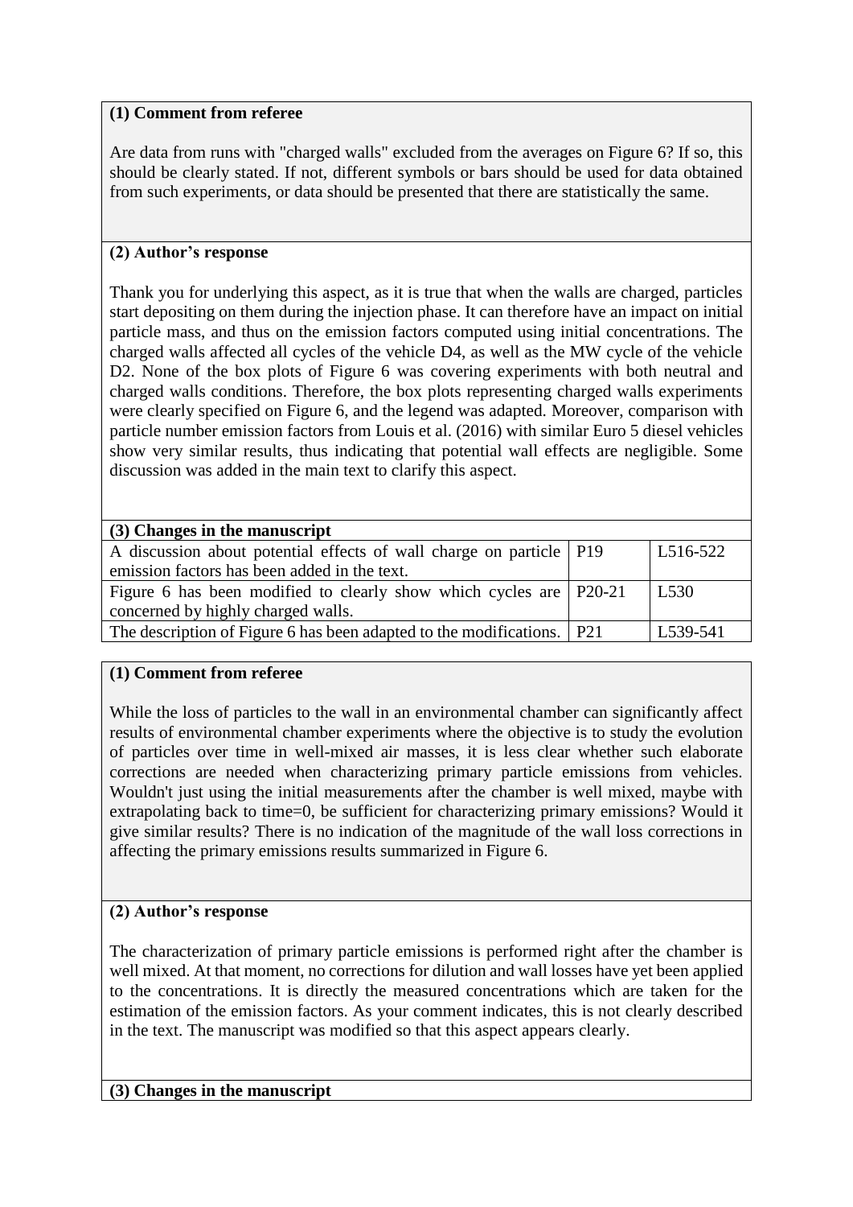**(1) Comment from referee**

Are data from runs with "charged walls" excluded from the averages on Figure 6? If so, this should be clearly stated. If not, different symbols or bars should be used for data obtained from such experiments, or data should be presented that there are statistically the same.

**(2) Author's response**

Thank you for underlying this aspect, as it is true that when the walls are charged, particles start depositing on them during the injection phase. It can therefore have an impact on initial particle mass, and thus on the emission factors computed using initial concentrations. The charged walls affected all cycles of the vehicle D4, as well as the MW cycle of the vehicle D2. None of the box plots of Figure 6 was covering experiments with both neutral and charged walls conditions. Therefore, the box plots representing charged walls experiments were clearly specified on Figure 6, and the legend was adapted. Moreover, comparison with particle number emission factors from Louis et al. (2016) with similar Euro 5 diesel vehicles show very similar results, thus indicating that potential wall effects are negligible. Some discussion was added in the main text to clarify this aspect.

**(3) Changes in the manuscript**

| | | |
|---|---|---|
| A discussion about potential effects of wall charge on particle emission factors has been added in the text. | P19 | L516-522 |
| Figure 6 has been modified to clearly show which cycles are concerned by highly charged walls. | P20-21 | L530 |
| The description of Figure 6 has been adapted to the modifications. | P21 | L539-541 |

**(1) Comment from referee**

While the loss of particles to the wall in an environmental chamber can significantly affect results of environmental chamber experiments where the objective is to study the evolution of particles over time in well-mixed air masses, it is less clear whether such elaborate corrections are needed when characterizing primary particle emissions from vehicles. Wouldn't just using the initial measurements after the chamber is well mixed, maybe with extrapolating back to time=0, be sufficient for characterizing primary emissions? Would it give similar results? There is no indication of the magnitude of the wall loss corrections in affecting the primary emissions results summarized in Figure 6.

**(2) Author's response**

The characterization of primary particle emissions is performed right after the chamber is well mixed. At that moment, no corrections for dilution and wall losses have yet been applied to the concentrations. It is directly the measured concentrations which are taken for the estimation of the emission factors. As your comment indicates, this is not clearly described in the text. The manuscript was modified so that this aspect appears clearly.

**(3) Changes in the manuscript**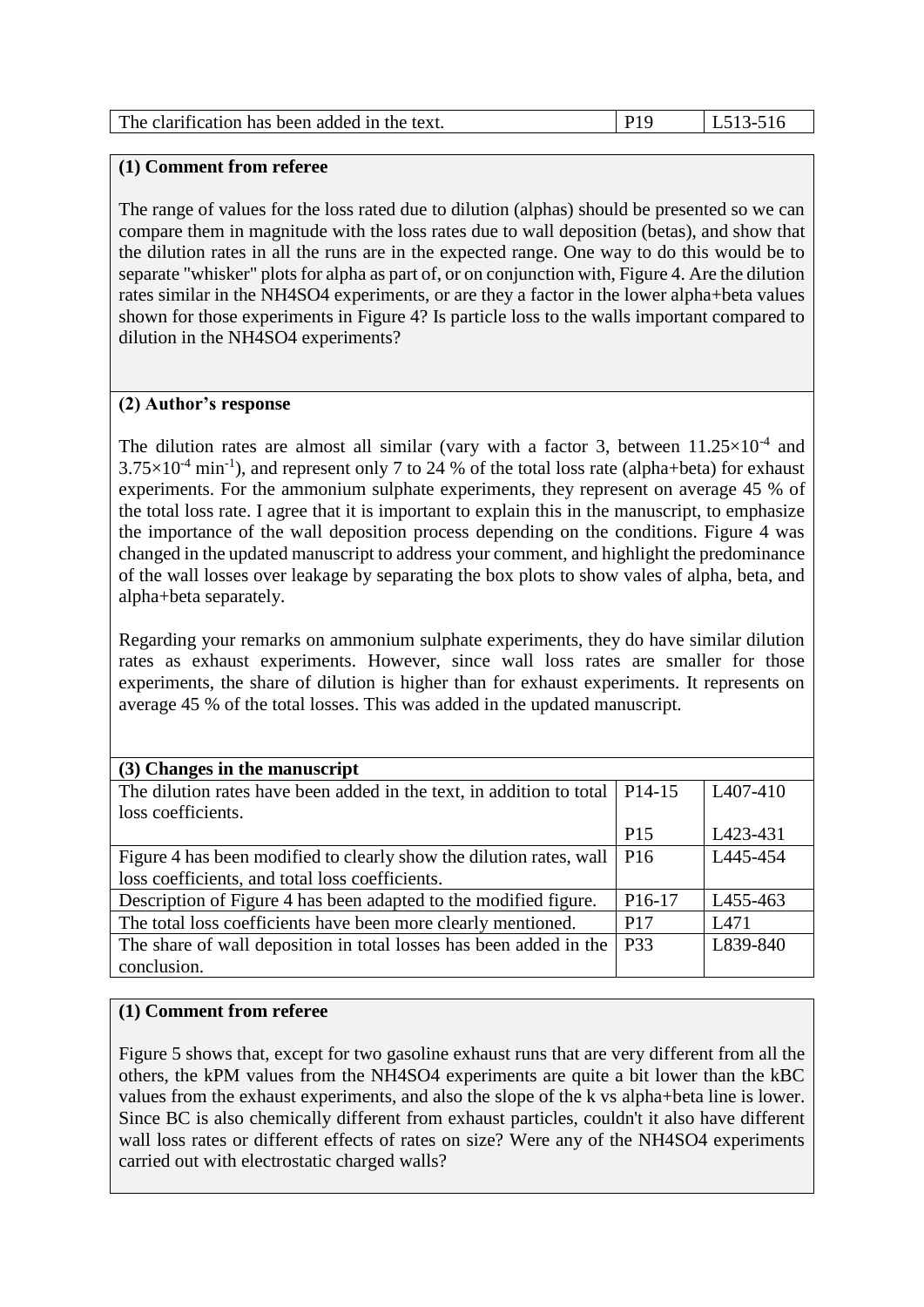| | | |
|---|---|---|
| The clarification has been added in the text. | P19 | L513-516 |

**(1) Comment from referee**

The range of values for the loss rated due to dilution (alphas) should be presented so we can compare them in magnitude with the loss rates due to wall deposition (betas), and show that the dilution rates in all the runs are in the expected range. One way to do this would be to separate "whisker" plots for alpha as part of, or on conjunction with, Figure 4. Are the dilution rates similar in the NH4SO4 experiments, or are they a factor in the lower alpha+beta values shown for those experiments in Figure 4? Is particle loss to the walls important compared to dilution in the NH4SO4 experiments?

**(2) Author's response**

The dilution rates are almost all similar (vary with a factor 3, between $11.25\times10^{-4}$ and $3.75\times10^{-4}$ $min^{-1}$), and represent only 7 to 24 % of the total loss rate (alpha+beta) for exhaust experiments. For the ammonium sulphate experiments, they represent on average 45 % of the total loss rate. I agree that it is important to explain this in the manuscript, to emphasize the importance of the wall deposition process depending on the conditions. Figure 4 was changed in the updated manuscript to address your comment, and highlight the predominance of the wall losses over leakage by separating the box plots to show vales of alpha, beta, and alpha+beta separately.

Regarding your remarks on ammonium sulphate experiments, they do have similar dilution rates as exhaust experiments. However, since wall loss rates are smaller for those experiments, the share of dilution is higher than for exhaust experiments. It represents on average 45 % of the total losses. This was added in the updated manuscript.

| (3) Changes in the manuscript | | |
|---|---|---|
| The dilution rates have been added in the text, in addition to total loss coefficients. | P14-15 | L407-410 |
| | P15 | L423-431 |
| Figure 4 has been modified to clearly show the dilution rates, wall loss coefficients, and total loss coefficients. | P16 | L445-454 |
| Description of Figure 4 has been adapted to the modified figure. | P16-17 | L455-463 |
| The total loss coefficients have been more clearly mentioned. | P17 | L471 |
| The share of wall deposition in total losses has been added in the conclusion. | P33 | L839-840 |

**(1) Comment from referee**

Figure 5 shows that, except for two gasoline exhaust runs that are very different from all the others, the kPM values from the NH4SO4 experiments are quite a bit lower than the kBC values from the exhaust experiments, and also the slope of the k vs alpha+beta line is lower. Since BC is also chemically different from exhaust particles, couldn't it also have different wall loss rates or different effects of rates on size? Were any of the NH4SO4 experiments carried out with electrostatic charged walls?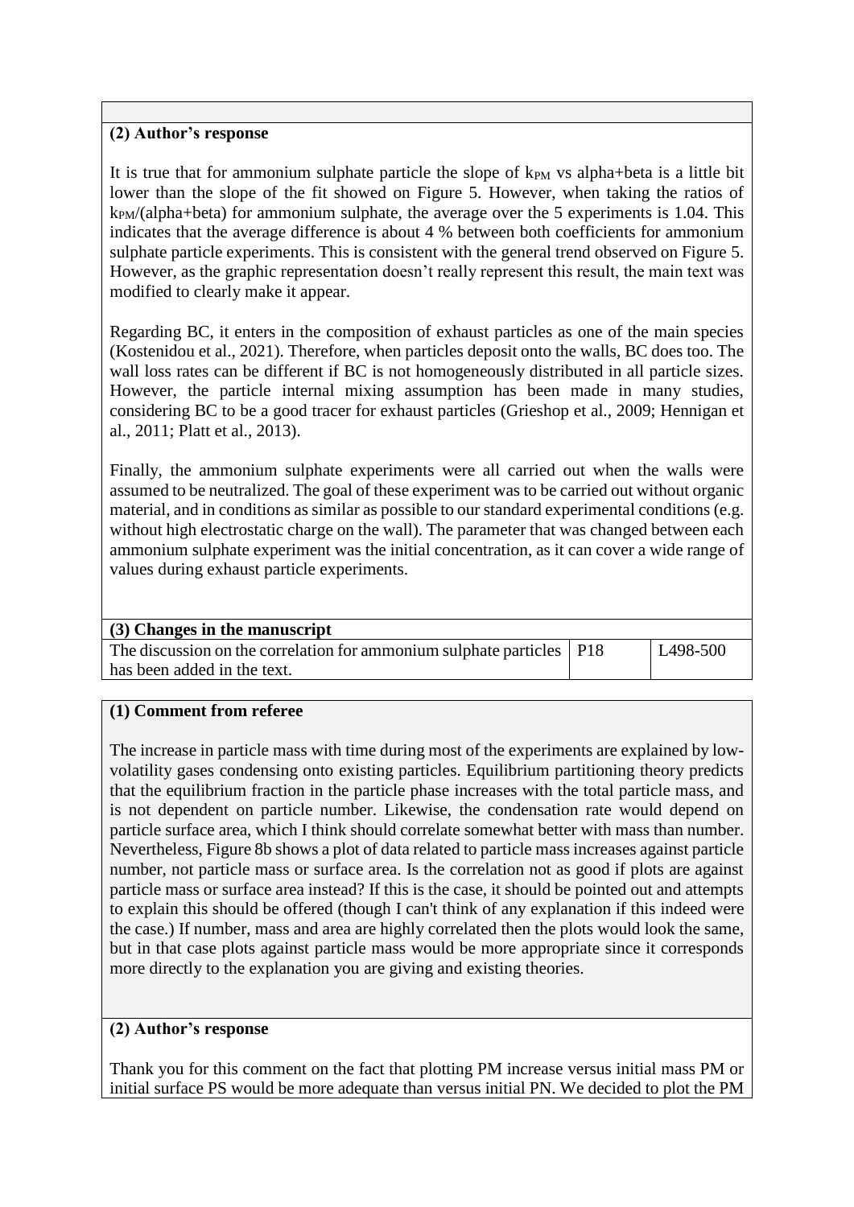**(2) Author's response**

It is true that for ammonium sulphate particle the slope of $k_{PM}$ vs alpha+beta is a little bit lower than the slope of the fit showed on Figure 5. However, when taking the ratios of $k_{PM}$/(alpha+beta) for ammonium sulphate, the average over the 5 experiments is 1.04. This indicates that the average difference is about 4 % between both coefficients for ammonium sulphate particle experiments. This is consistent with the general trend observed on Figure 5. However, as the graphic representation doesn't really represent this result, the main text was modified to clearly make it appear.

Regarding BC, it enters in the composition of exhaust particles as one of the main species (Kostenidou et al., 2021). Therefore, when particles deposit onto the walls, BC does too. The wall loss rates can be different if BC is not homogeneously distributed in all particle sizes. However, the particle internal mixing assumption has been made in many studies, considering BC to be a good tracer for exhaust particles (Grieshop et al., 2009; Hennigan et al., 2011; Platt et al., 2013).

Finally, the ammonium sulphate experiments were all carried out when the walls were assumed to be neutralized. The goal of these experiment was to be carried out without organic material, and in conditions as similar as possible to our standard experimental conditions (e.g. without high electrostatic charge on the wall). The parameter that was changed between each ammonium sulphate experiment was the initial concentration, as it can cover a wide range of values during exhaust particle experiments.

**(3) Changes in the manuscript**

| | | |
|---|---|---|
| The discussion on the correlation for ammonium sulphate particles has been added in the text. | P18 | L498-500 |

**(1) Comment from referee**

The increase in particle mass with time during most of the experiments are explained by low-volatility gases condensing onto existing particles. Equilibrium partitioning theory predicts that the equilibrium fraction in the particle phase increases with the total particle mass, and is not dependent on particle number. Likewise, the condensation rate would depend on particle surface area, which I think should correlate somewhat better with mass than number. Nevertheless, Figure 8b shows a plot of data related to particle mass increases against particle number, not particle mass or surface area. Is the correlation not as good if plots are against particle mass or surface area instead? If this is the case, it should be pointed out and attempts to explain this should be offered (though I can't think of any explanation if this indeed were the case.) If number, mass and area are highly correlated then the plots would look the same, but in that case plots against particle mass would be more appropriate since it corresponds more directly to the explanation you are giving and existing theories.

**(2) Author's response**

Thank you for this comment on the fact that plotting PM increase versus initial mass PM or initial surface PS would be more adequate than versus initial PN. We decided to plot the PM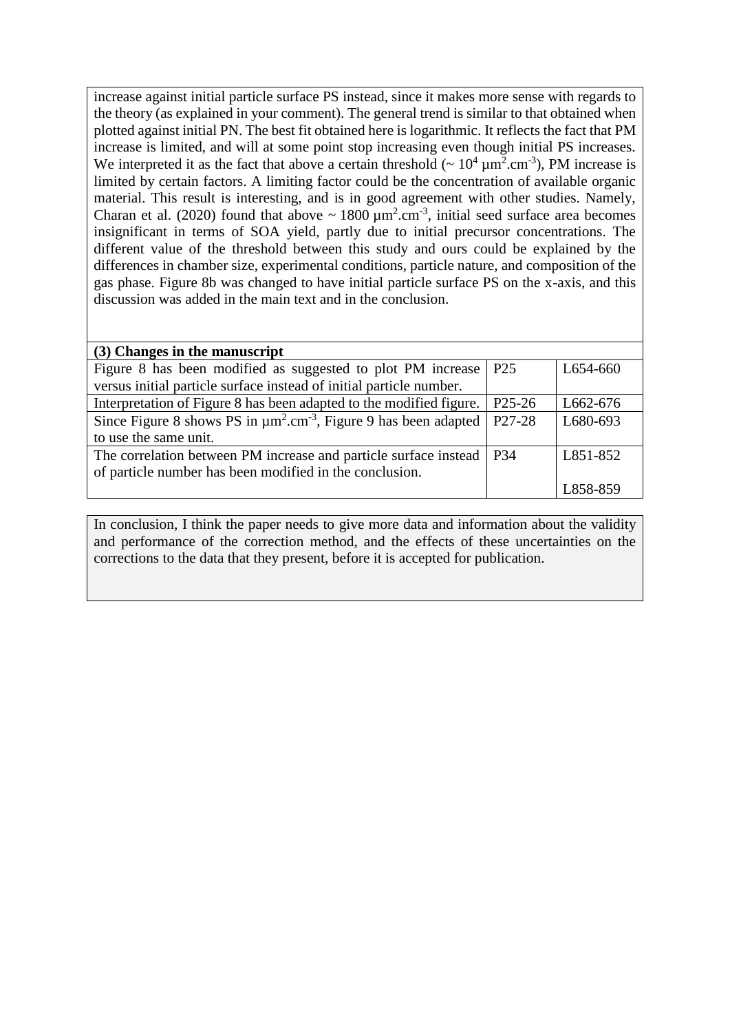increase against initial particle surface PS instead, since it makes more sense with regards to the theory (as explained in your comment). The general trend is similar to that obtained when plotted against initial PN. The best fit obtained here is logarithmic. It reflects the fact that PM increase is limited, and will at some point stop increasing even though initial PS increases. We interpreted it as the fact that above a certain threshold (~ $10^4$ µm$^2$.cm$^{-3}$), PM increase is limited by certain factors. A limiting factor could be the concentration of available organic material. This result is interesting, and is in good agreement with other studies. Namely, Charan et al. (2020) found that above ~ 1800 µm$^2$.cm$^{-3}$, initial seed surface area becomes insignificant in terms of SOA yield, partly due to initial precursor concentrations. The different value of the threshold between this study and ours could be explained by the differences in chamber size, experimental conditions, particle nature, and composition of the gas phase. Figure 8b was changed to have initial particle surface PS on the x-axis, and this discussion was added in the main text and in the conclusion.

| **(3) Changes in the manuscript** | | |
|---|---|---|
| Figure 8 has been modified as suggested to plot PM increase versus initial particle surface instead of initial particle number. | P25 | L654-660 |
| Interpretation of Figure 8 has been adapted to the modified figure. | P25-26 | L662-676 |
| Since Figure 8 shows PS in µm$^2$.cm$^{-3}$, Figure 9 has been adapted to use the same unit. | P27-28 | L680-693 |
| The correlation between PM increase and particle surface instead of particle number has been modified in the conclusion. | P34 | L851-852<br>L858-859 |

In conclusion, I think the paper needs to give more data and information about the validity and performance of the correction method, and the effects of these uncertainties on the corrections to the data that they present, before it is accepted for publication.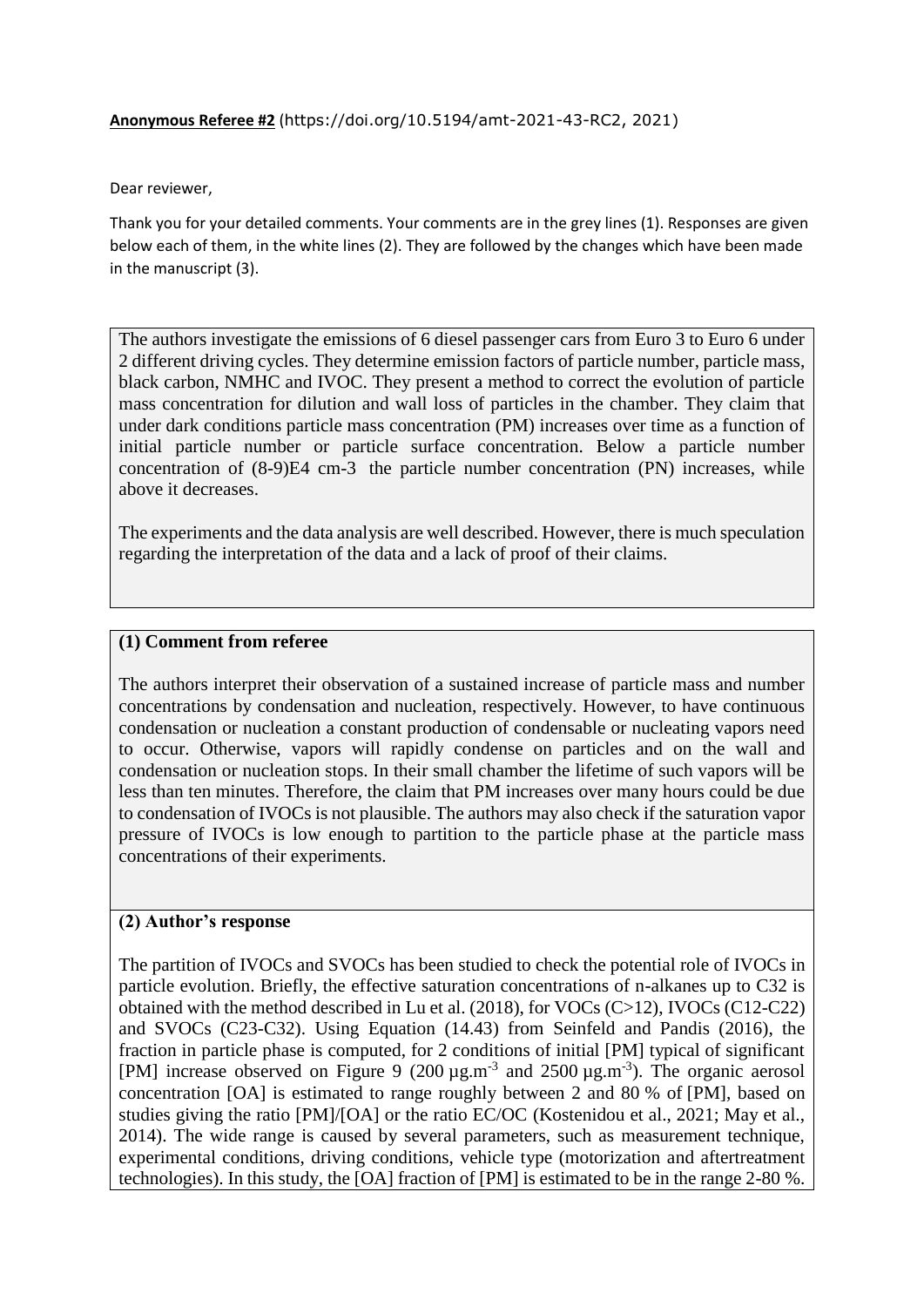**Anonymous Referee #2** (https://doi.org/10.5194/amt-2021-43-RC2, 2021)

Dear reviewer,

Thank you for your detailed comments. Your comments are in the grey lines (1). Responses are given below each of them, in the white lines (2). They are followed by the changes which have been made in the manuscript (3).

The authors investigate the emissions of 6 diesel passenger cars from Euro 3 to Euro 6 under 2 different driving cycles. They determine emission factors of particle number, particle mass, black carbon, NMHC and IVOC. They present a method to correct the evolution of particle mass concentration for dilution and wall loss of particles in the chamber. They claim that under dark conditions particle mass concentration (PM) increases over time as a function of initial particle number or particle surface concentration. Below a particle number concentration of (8-9)E4 cm-3 the particle number concentration (PN) increases, while above it decreases.

The experiments and the data analysis are well described. However, there is much speculation regarding the interpretation of the data and a lack of proof of their claims.

**(1) Comment from referee**

The authors interpret their observation of a sustained increase of particle mass and number concentrations by condensation and nucleation, respectively. However, to have continuous condensation or nucleation a constant production of condensable or nucleating vapors need to occur. Otherwise, vapors will rapidly condense on particles and on the wall and condensation or nucleation stops. In their small chamber the lifetime of such vapors will be less than ten minutes. Therefore, the claim that PM increases over many hours could be due to condensation of IVOCs is not plausible. The authors may also check if the saturation vapor pressure of IVOCs is low enough to partition to the particle phase at the particle mass concentrations of their experiments.

**(2) Author's response**

The partition of IVOCs and SVOCs has been studied to check the potential role of IVOCs in particle evolution. Briefly, the effective saturation concentrations of n-alkanes up to C32 is obtained with the method described in Lu et al. (2018), for VOCs (C>12), IVOCs (C12-C22) and SVOCs (C23-C32). Using Equation (14.43) from Seinfeld and Pandis (2016), the fraction in particle phase is computed, for 2 conditions of initial [PM] typical of significant [PM] increase observed on Figure 9 (200 $\mu g.m^{-3}$ and 2500 $\mu g.m^{-3}$). The organic aerosol concentration [OA] is estimated to range roughly between 2 and 80 % of [PM], based on studies giving the ratio [PM]/[OA] or the ratio EC/OC (Kostenidou et al., 2021; May et al., 2014). The wide range is caused by several parameters, such as measurement technique, experimental conditions, driving conditions, vehicle type (motorization and aftertreatment technologies). In this study, the [OA] fraction of [PM] is estimated to be in the range 2-80 %.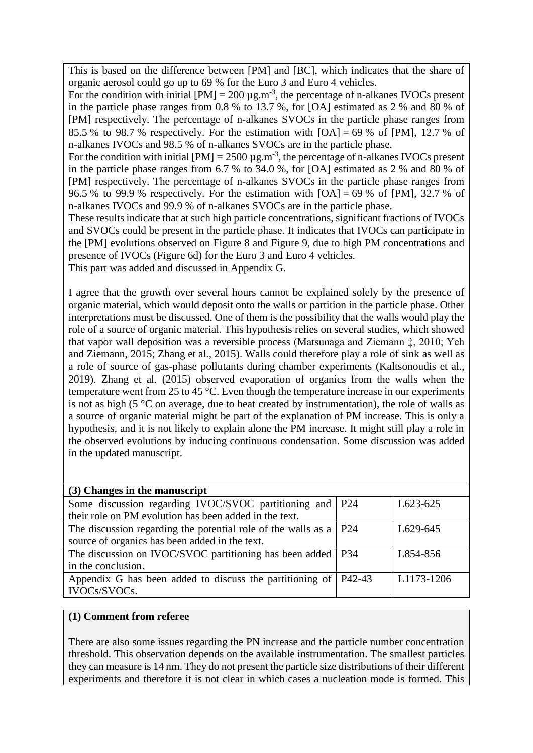This is based on the difference between [PM] and [BC], which indicates that the share of organic aerosol could go up to 69 % for the Euro 3 and Euro 4 vehicles.

For the condition with initial [PM] = 200 $\mu g.m^{-3}$, the percentage of n-alkanes IVOCs present in the particle phase ranges from 0.8 % to 13.7 %, for [OA] estimated as 2 % and 80 % of [PM] respectively. The percentage of n-alkanes SVOCs in the particle phase ranges from 85.5 % to 98.7 % respectively. For the estimation with [OA] = 69 % of [PM], 12.7 % of n-alkanes IVOCs and 98.5 % of n-alkanes SVOCs are in the particle phase.

For the condition with initial [PM] = 2500 $\mu g.m^{-3}$, the percentage of n-alkanes IVOCs present in the particle phase ranges from 6.7 % to 34.0 %, for [OA] estimated as 2 % and 80 % of [PM] respectively. The percentage of n-alkanes SVOCs in the particle phase ranges from 96.5 % to 99.9 % respectively. For the estimation with [OA] = 69 % of [PM], 32.7 % of n-alkanes IVOCs and 99.9 % of n-alkanes SVOCs are in the particle phase.

These results indicate that at such high particle concentrations, significant fractions of IVOCs and SVOCs could be present in the particle phase. It indicates that IVOCs can participate in the [PM] evolutions observed on Figure 8 and Figure 9, due to high PM concentrations and presence of IVOCs (Figure 6d) for the Euro 3 and Euro 4 vehicles.

This part was added and discussed in Appendix G.

I agree that the growth over several hours cannot be explained solely by the presence of organic material, which would deposit onto the walls or partition in the particle phase. Other interpretations must be discussed. One of them is the possibility that the walls would play the role of a source of organic material. This hypothesis relies on several studies, which showed that vapor wall deposition was a reversible process (Matsunaga and Ziemann ‡, 2010; Yeh and Ziemann, 2015; Zhang et al., 2015). Walls could therefore play a role of sink as well as a role of source of gas-phase pollutants during chamber experiments (Kaltsonoudis et al., 2019). Zhang et al. (2015) observed evaporation of organics from the walls when the temperature went from 25 to 45 °C. Even though the temperature increase in our experiments is not as high (5 °C on average, due to heat created by instrumentation), the role of walls as a source of organic material might be part of the explanation of PM increase. This is only a hypothesis, and it is not likely to explain alone the PM increase. It might still play a role in the observed evolutions by inducing continuous condensation. Some discussion was added in the updated manuscript.

**(3) Changes in the manuscript**

| | | |
|---|---|---|
| Some discussion regarding IVOC/SVOC partitioning and their role on PM evolution has been added in the text. | P24 | L623-625 |
| The discussion regarding the potential role of the walls as a source of organics has been added in the text. | P24 | L629-645 |
| The discussion on IVOC/SVOC partitioning has been added in the conclusion. | P34 | L854-856 |
| Appendix G has been added to discuss the partitioning of IVOCs/SVOCs. | P42-43 | L1173-1206 |

**(1) Comment from referee**

There are also some issues regarding the PN increase and the particle number concentration threshold. This observation depends on the available instrumentation. The smallest particles they can measure is 14 nm. They do not present the particle size distributions of their different experiments and therefore it is not clear in which cases a nucleation mode is formed. This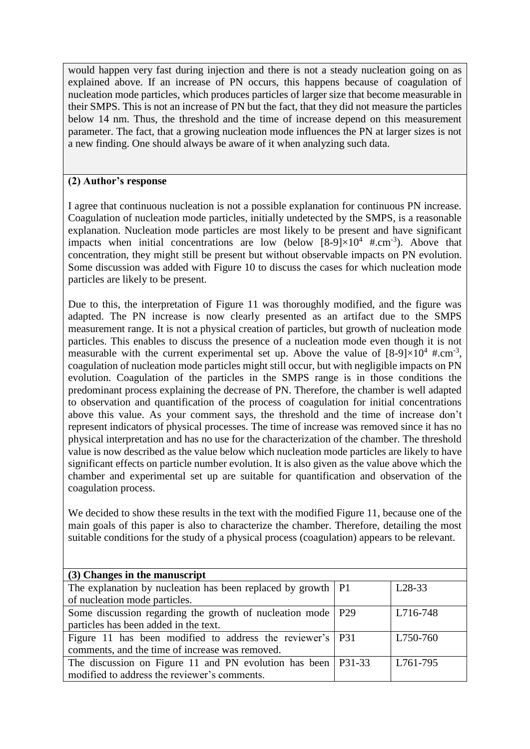would happen very fast during injection and there is not a steady nucleation going on as explained above. If an increase of PN occurs, this happens because of coagulation of nucleation mode particles, which produces particles of larger size that become measurable in their SMPS. This is not an increase of PN but the fact, that they did not measure the particles below 14 nm. Thus, the threshold and the time of increase depend on this measurement parameter. The fact, that a growing nucleation mode influences the PN at larger sizes is not a new finding. One should always be aware of it when analyzing such data.

**(2) Author's response**

I agree that continuous nucleation is not a possible explanation for continuous PN increase. Coagulation of nucleation mode particles, initially undetected by the SMPS, is a reasonable explanation. Nucleation mode particles are most likely to be present and have significant impacts when initial concentrations are low (below $[8\text{-}9]\times10^4$ $\#.cm^{-3}$). Above that concentration, they might still be present but without observable impacts on PN evolution. Some discussion was added with Figure 10 to discuss the cases for which nucleation mode particles are likely to be present.

Due to this, the interpretation of Figure 11 was thoroughly modified, and the figure was adapted. The PN increase is now clearly presented as an artifact due to the SMPS measurement range. It is not a physical creation of particles, but growth of nucleation mode particles. This enables to discuss the presence of a nucleation mode even though it is not measurable with the current experimental set up. Above the value of $[8\text{-}9]\times10^4$ $\#.cm^{-3}$, coagulation of nucleation mode particles might still occur, but with negligible impacts on PN evolution. Coagulation of the particles in the SMPS range is in those conditions the predominant process explaining the decrease of PN. Therefore, the chamber is well adapted to observation and quantification of the process of coagulation for initial concentrations above this value. As your comment says, the threshold and the time of increase don't represent indicators of physical processes. The time of increase was removed since it has no physical interpretation and has no use for the characterization of the chamber. The threshold value is now described as the value below which nucleation mode particles are likely to have significant effects on particle number evolution. It is also given as the value above which the chamber and experimental set up are suitable for quantification and observation of the coagulation process.

We decided to show these results in the text with the modified Figure 11, because one of the main goals of this paper is also to characterize the chamber. Therefore, detailing the most suitable conditions for the study of a physical process (coagulation) appears to be relevant.

**(3) Changes in the manuscript**

| | | |
|---|---|---|
| The explanation by nucleation has been replaced by growth of nucleation mode particles. | P1 | L28-33 |
| Some discussion regarding the growth of nucleation mode particles has been added in the text. | P29 | L716-748 |
| Figure 11 has been modified to address the reviewer's comments, and the time of increase was removed. | P31 | L750-760 |
| The discussion on Figure 11 and PN evolution has been modified to address the reviewer's comments. | P31-33 | L761-795 |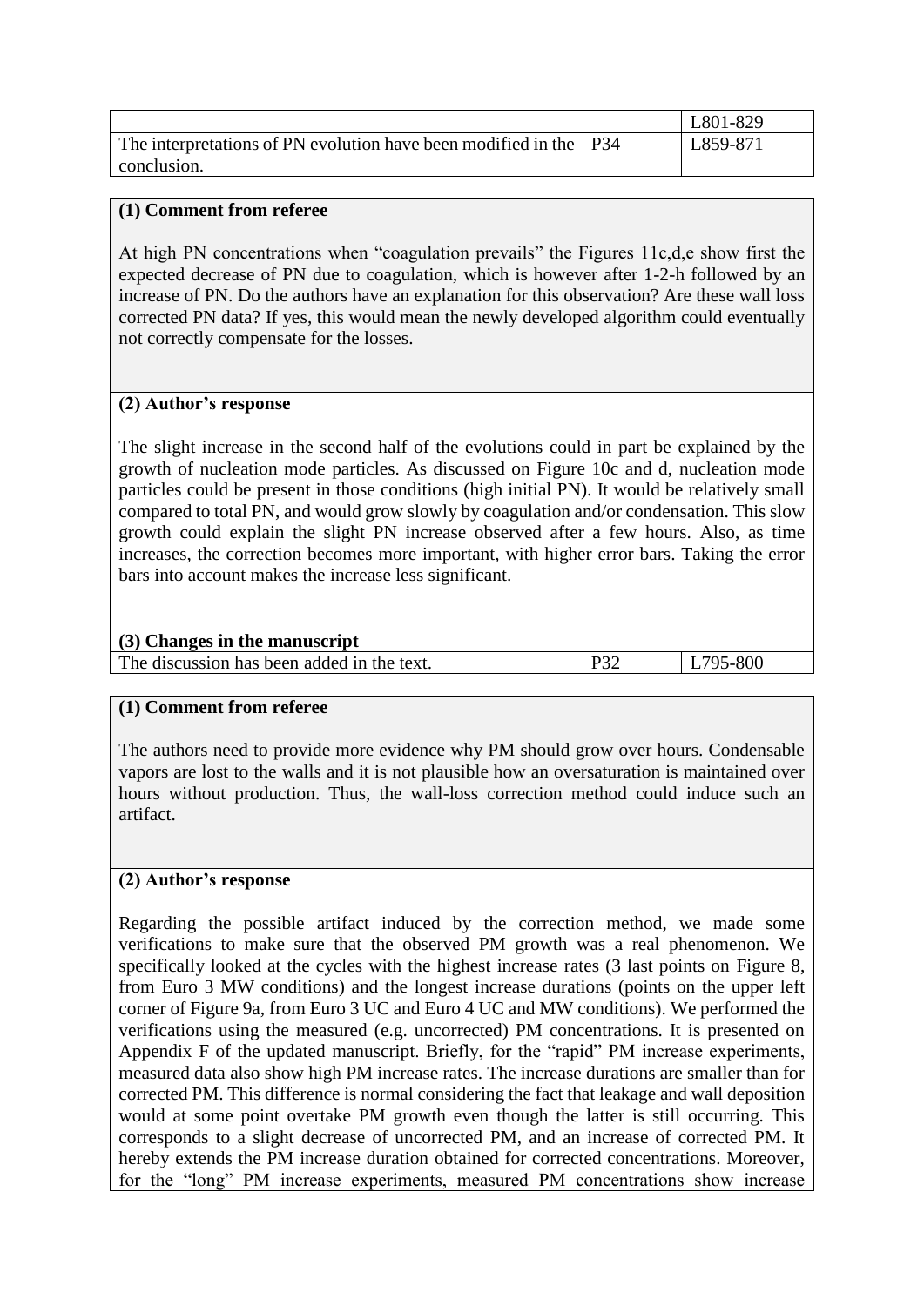| | | |
|---|---|---|
| | | L801-829 |
| The interpretations of PN evolution have been modified in the conclusion. | P34 | L859-871 |

**(1) Comment from referee**

At high PN concentrations when "coagulation prevails" the Figures 11c,d,e show first the expected decrease of PN due to coagulation, which is however after 1-2-h followed by an increase of PN. Do the authors have an explanation for this observation? Are these wall loss corrected PN data? If yes, this would mean the newly developed algorithm could eventually not correctly compensate for the losses.

**(2) Author's response**

The slight increase in the second half of the evolutions could in part be explained by the growth of nucleation mode particles. As discussed on Figure 10c and d, nucleation mode particles could be present in those conditions (high initial PN). It would be relatively small compared to total PN, and would grow slowly by coagulation and/or condensation. This slow growth could explain the slight PN increase observed after a few hours. Also, as time increases, the correction becomes more important, with higher error bars. Taking the error bars into account makes the increase less significant.

| **(3) Changes in the manuscript** | | |
|---|---|---|
| The discussion has been added in the text. | P32 | L795-800 |

**(1) Comment from referee**

The authors need to provide more evidence why PM should grow over hours. Condensable vapors are lost to the walls and it is not plausible how an oversaturation is maintained over hours without production. Thus, the wall-loss correction method could induce such an artifact.

**(2) Author's response**

Regarding the possible artifact induced by the correction method, we made some verifications to make sure that the observed PM growth was a real phenomenon. We specifically looked at the cycles with the highest increase rates (3 last points on Figure 8, from Euro 3 MW conditions) and the longest increase durations (points on the upper left corner of Figure 9a, from Euro 3 UC and Euro 4 UC and MW conditions). We performed the verifications using the measured (e.g. uncorrected) PM concentrations. It is presented on Appendix F of the updated manuscript. Briefly, for the "rapid" PM increase experiments, measured data also show high PM increase rates. The increase durations are smaller than for corrected PM. This difference is normal considering the fact that leakage and wall deposition would at some point overtake PM growth even though the latter is still occurring. This corresponds to a slight decrease of uncorrected PM, and an increase of corrected PM. It hereby extends the PM increase duration obtained for corrected concentrations. Moreover, for the "long" PM increase experiments, measured PM concentrations show increase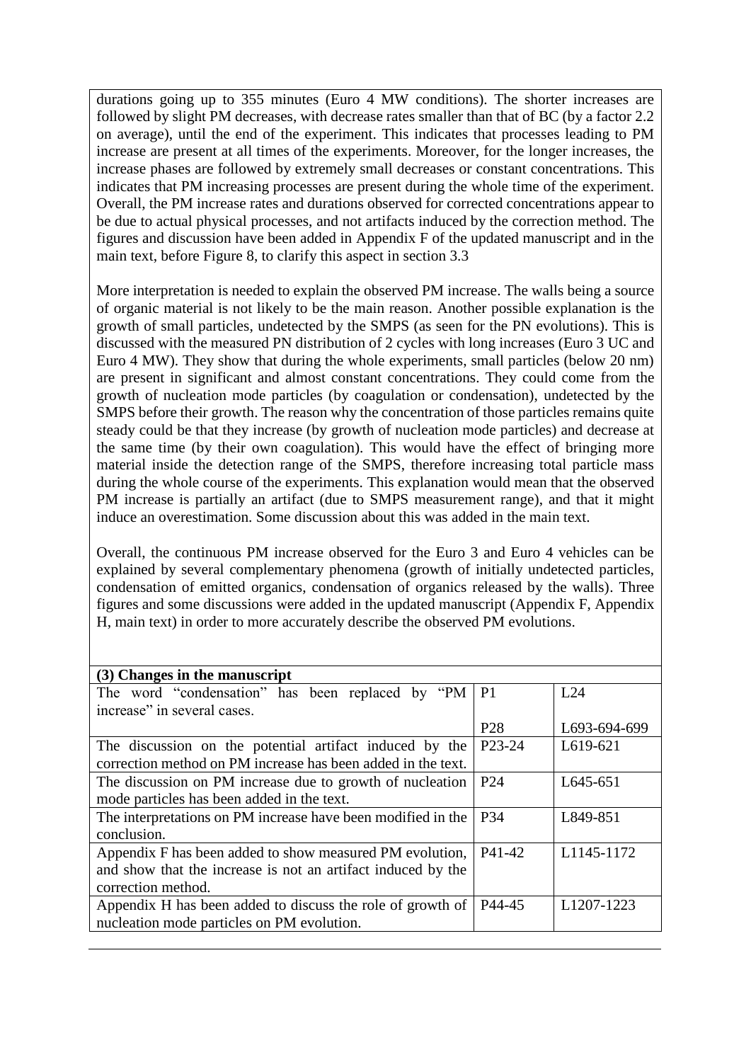durations going up to 355 minutes (Euro 4 MW conditions). The shorter increases are followed by slight PM decreases, with decrease rates smaller than that of BC (by a factor 2.2 on average), until the end of the experiment. This indicates that processes leading to PM increase are present at all times of the experiments. Moreover, for the longer increases, the increase phases are followed by extremely small decreases or constant concentrations. This indicates that PM increasing processes are present during the whole time of the experiment. Overall, the PM increase rates and durations observed for corrected concentrations appear to be due to actual physical processes, and not artifacts induced by the correction method. The figures and discussion have been added in Appendix F of the updated manuscript and in the main text, before Figure 8, to clarify this aspect in section 3.3

More interpretation is needed to explain the observed PM increase. The walls being a source of organic material is not likely to be the main reason. Another possible explanation is the growth of small particles, undetected by the SMPS (as seen for the PN evolutions). This is discussed with the measured PN distribution of 2 cycles with long increases (Euro 3 UC and Euro 4 MW). They show that during the whole experiments, small particles (below 20 nm) are present in significant and almost constant concentrations. They could come from the growth of nucleation mode particles (by coagulation or condensation), undetected by the SMPS before their growth. The reason why the concentration of those particles remains quite steady could be that they increase (by growth of nucleation mode particles) and decrease at the same time (by their own coagulation). This would have the effect of bringing more material inside the detection range of the SMPS, therefore increasing total particle mass during the whole course of the experiments. This explanation would mean that the observed PM increase is partially an artifact (due to SMPS measurement range), and that it might induce an overestimation. Some discussion about this was added in the main text.

Overall, the continuous PM increase observed for the Euro 3 and Euro 4 vehicles can be explained by several complementary phenomena (growth of initially undetected particles, condensation of emitted organics, condensation of organics released by the walls). Three figures and some discussions were added in the updated manuscript (Appendix F, Appendix H, main text) in order to more accurately describe the observed PM evolutions.

| **(3) Changes in the manuscript** | | |
|---|---|---|
| The word "condensation" has been replaced by "PM increase" in several cases. | P1<br>P28 | L24<br>L693-694-699 |
| The discussion on the potential artifact induced by the correction method on PM increase has been added in the text. | P23-24 | L619-621 |
| The discussion on PM increase due to growth of nucleation mode particles has been added in the text. | P24 | L645-651 |
| The interpretations on PM increase have been modified in the conclusion. | P34 | L849-851 |
| Appendix F has been added to show measured PM evolution, and show that the increase is not an artifact induced by the correction method. | P41-42 | L1145-1172 |
| Appendix H has been added to discuss the role of growth of nucleation mode particles on PM evolution. | P44-45 | L1207-1223 |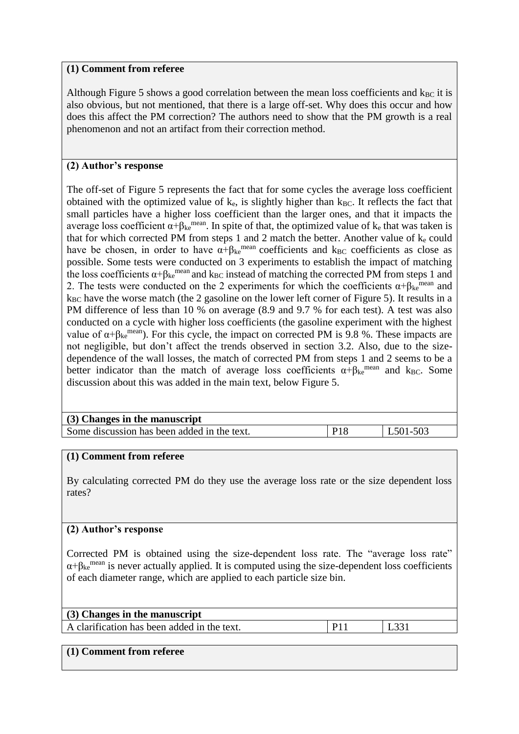**(1) Comment from referee**

Although Figure 5 shows a good correlation between the mean loss coefficients and $k_{BC}$ it is also obvious, but not mentioned, that there is a large off-set. Why does this occur and how does this affect the PM correction? The authors need to show that the PM growth is a real phenomenon and not an artifact from their correction method.

**(2) Author's response**

The off-set of Figure 5 represents the fact that for some cycles the average loss coefficient obtained with the optimized value of $k_e$, is slightly higher than $k_{BC}$. It reflects the fact that small particles have a higher loss coefficient than the larger ones, and that it impacts the average loss coefficient $\alpha+\beta_{ke}^{mean}$. In spite of that, the optimized value of $k_e$ that was taken is that for which corrected PM from steps 1 and 2 match the better. Another value of $k_e$ could have be chosen, in order to have $\alpha+\beta_{ke}^{mean}$ coefficients and $k_{BC}$ coefficients as close as possible. Some tests were conducted on 3 experiments to establish the impact of matching the loss coefficients $\alpha+\beta_{ke}^{mean}$ and $k_{BC}$ instead of matching the corrected PM from steps 1 and 2. The tests were conducted on the 2 experiments for which the coefficients $\alpha+\beta_{ke}^{mean}$ and $k_{BC}$ have the worse match (the 2 gasoline on the lower left corner of Figure 5). It results in a PM difference of less than 10 % on average (8.9 and 9.7 % for each test). A test was also conducted on a cycle with higher loss coefficients (the gasoline experiment with the highest value of $\alpha+\beta_{ke}^{mean}$). For this cycle, the impact on corrected PM is 9.8 %. These impacts are not negligible, but don't affect the trends observed in section 3.2. Also, due to the size-dependence of the wall losses, the match of corrected PM from steps 1 and 2 seems to be a better indicator than the match of average loss coefficients $\alpha+\beta_{ke}^{mean}$ and $k_{BC}$. Some discussion about this was added in the main text, below Figure 5.

| (3) Changes in the manuscript | | |
|---|---|---|
| Some discussion has been added in the text. | P18 | L501-503 |

**(1) Comment from referee**

By calculating corrected PM do they use the average loss rate or the size dependent loss rates?

**(2) Author's response**

Corrected PM is obtained using the size-dependent loss rate. The "average loss rate" $\alpha+\beta_{ke}^{mean}$ is never actually applied. It is computed using the size-dependent loss coefficients of each diameter range, which are applied to each particle size bin.

| (3) Changes in the manuscript | | |
|---|---|---|
| A clarification has been added in the text. | P11 | L331 |

**(1) Comment from referee**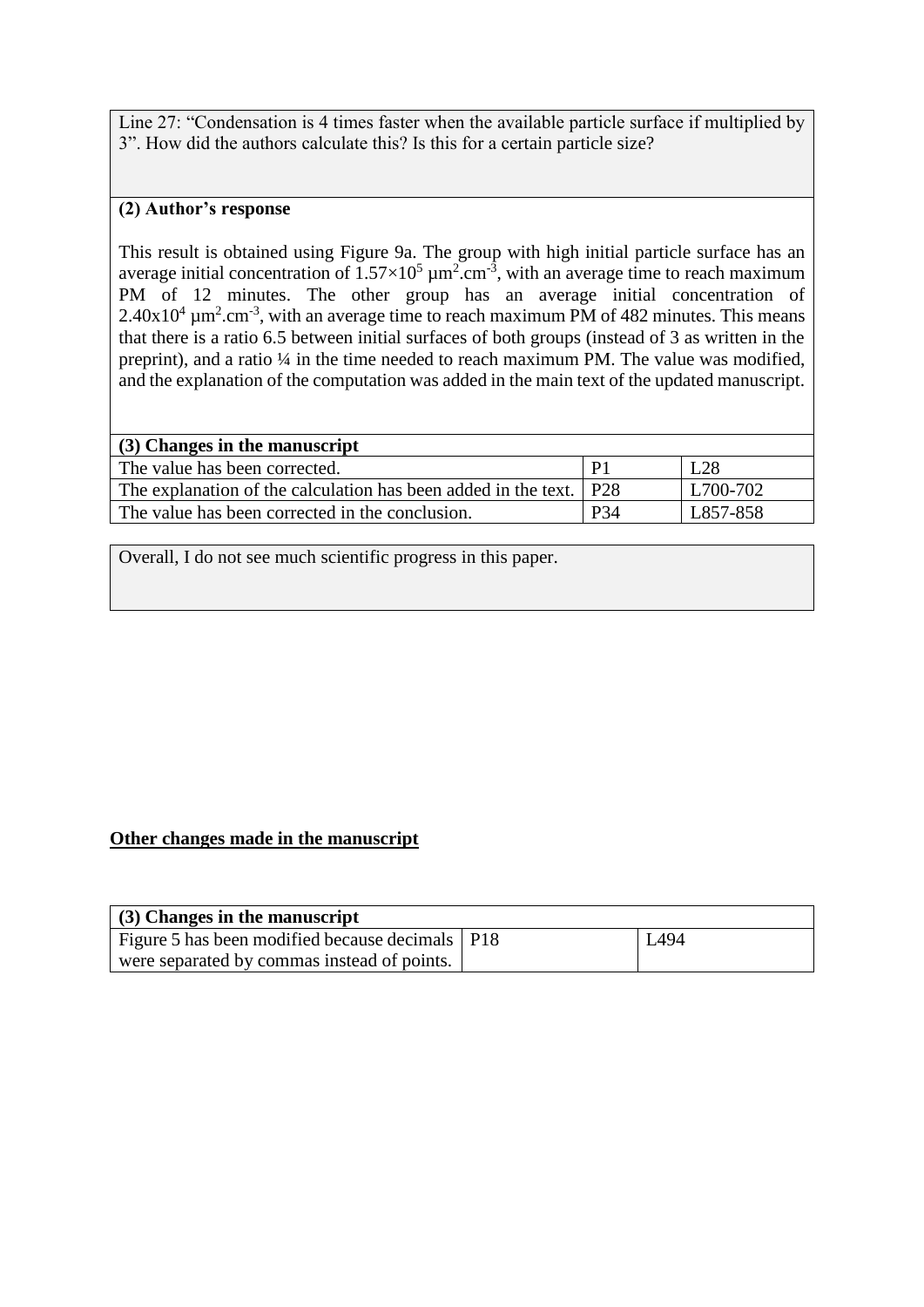Line 27: "Condensation is 4 times faster when the available particle surface if multiplied by 3". How did the authors calculate this? Is this for a certain particle size?

**(2) Author's response**

This result is obtained using Figure 9a. The group with high initial particle surface has an average initial concentration of $1.57\times10^5$ $\mu m^2.cm^{-3}$, with an average time to reach maximum PM of 12 minutes. The other group has an average initial concentration of $2.40\times10^4$ $\mu m^2.cm^{-3}$, with an average time to reach maximum PM of 482 minutes. This means that there is a ratio 6.5 between initial surfaces of both groups (instead of 3 as written in the preprint), and a ratio ¼ in the time needed to reach maximum PM. The value was modified, and the explanation of the computation was added in the main text of the updated manuscript.

| (3) Changes in the manuscript | | |
|---|---|---|
| The value has been corrected. | P1 | L28 |
| The explanation of the calculation has been added in the text. | P28 | L700-702 |
| The value has been corrected in the conclusion. | P34 | L857-858 |

Overall, I do not see much scientific progress in this paper.

## Other changes made in the manuscript

| (3) Changes in the manuscript | | |
|---|---|---|
| Figure 5 has been modified because decimals were separated by commas instead of points. | P18 | L494 |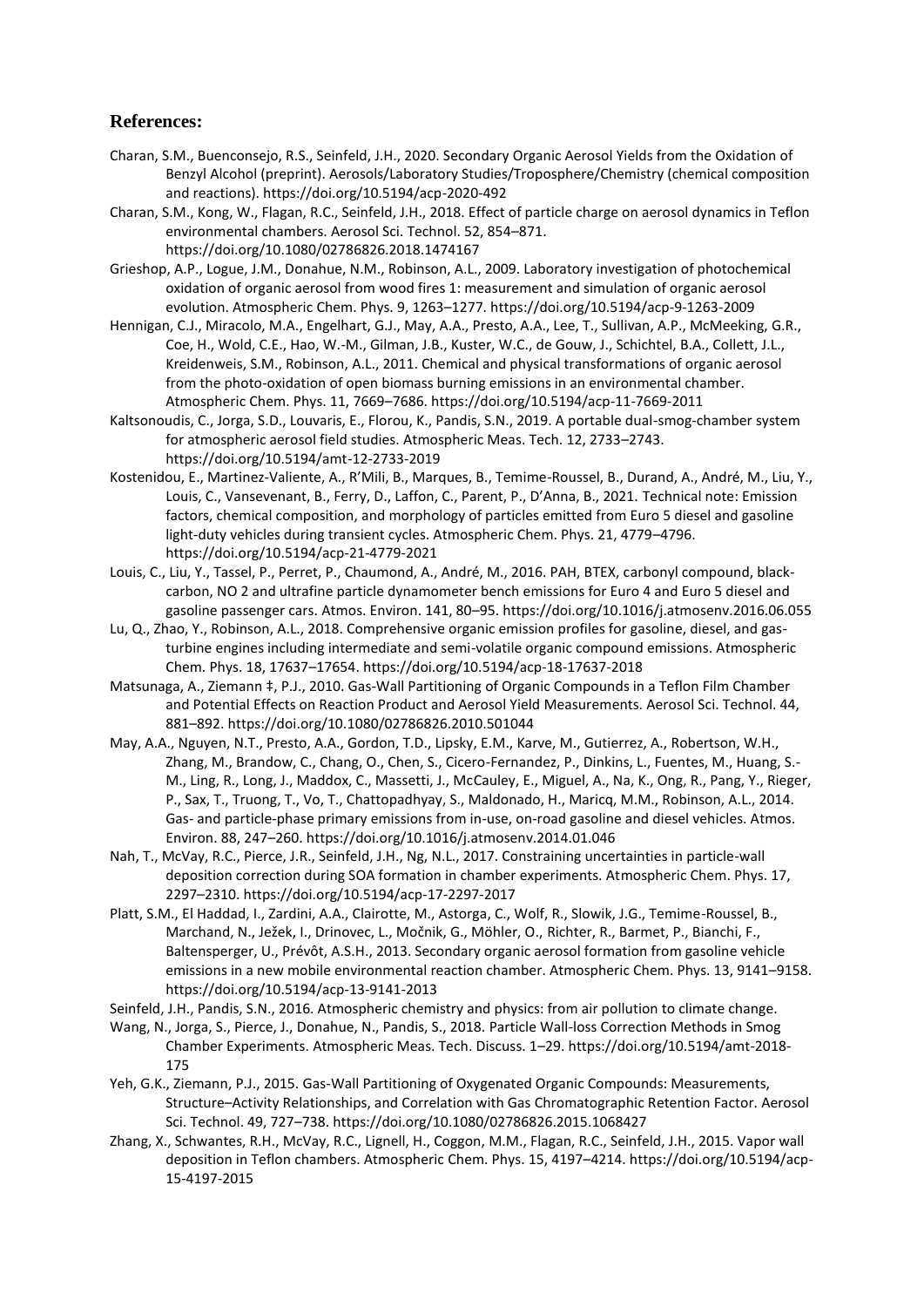## References:

Charan, S.M., Buenconsejo, R.S., Seinfeld, J.H., 2020. Secondary Organic Aerosol Yields from the Oxidation of Benzyl Alcohol (preprint). Aerosols/Laboratory Studies/Troposphere/Chemistry (chemical composition and reactions). https://doi.org/10.5194/acp-2020-492

Charan, S.M., Kong, W., Flagan, R.C., Seinfeld, J.H., 2018. Effect of particle charge on aerosol dynamics in Teflon environmental chambers. Aerosol Sci. Technol. 52, 854–871. https://doi.org/10.1080/02786826.2018.1474167

Grieshop, A.P., Logue, J.M., Donahue, N.M., Robinson, A.L., 2009. Laboratory investigation of photochemical oxidation of organic aerosol from wood fires 1: measurement and simulation of organic aerosol evolution. Atmospheric Chem. Phys. 9, 1263–1277. https://doi.org/10.5194/acp-9-1263-2009

Hennigan, C.J., Miracolo, M.A., Engelhart, G.J., May, A.A., Presto, A.A., Lee, T., Sullivan, A.P., McMeeking, G.R., Coe, H., Wold, C.E., Hao, W.-M., Gilman, J.B., Kuster, W.C., de Gouw, J., Schichtel, B.A., Collett, J.L., Kreidenweis, S.M., Robinson, A.L., 2011. Chemical and physical transformations of organic aerosol from the photo-oxidation of open biomass burning emissions in an environmental chamber. Atmospheric Chem. Phys. 11, 7669–7686. https://doi.org/10.5194/acp-11-7669-2011

Kaltsonoudis, C., Jorga, S.D., Louvaris, E., Florou, K., Pandis, S.N., 2019. A portable dual-smog-chamber system for atmospheric aerosol field studies. Atmospheric Meas. Tech. 12, 2733–2743. https://doi.org/10.5194/amt-12-2733-2019

Kostenidou, E., Martinez-Valiente, A., R'Mili, B., Marques, B., Temime-Roussel, B., Durand, A., André, M., Liu, Y., Louis, C., Vansevenant, B., Ferry, D., Laffon, C., Parent, P., D'Anna, B., 2021. Technical note: Emission factors, chemical composition, and morphology of particles emitted from Euro 5 diesel and gasoline light-duty vehicles during transient cycles. Atmospheric Chem. Phys. 21, 4779–4796. https://doi.org/10.5194/acp-21-4779-2021

Louis, C., Liu, Y., Tassel, P., Perret, P., Chaumond, A., André, M., 2016. PAH, BTEX, carbonyl compound, black-carbon, NO 2 and ultrafine particle dynamometer bench emissions for Euro 4 and Euro 5 diesel and gasoline passenger cars. Atmos. Environ. 141, 80–95. https://doi.org/10.1016/j.atmosenv.2016.06.055

Lu, Q., Zhao, Y., Robinson, A.L., 2018. Comprehensive organic emission profiles for gasoline, diesel, and gas-turbine engines including intermediate and semi-volatile organic compound emissions. Atmospheric Chem. Phys. 18, 17637–17654. https://doi.org/10.5194/acp-18-17637-2018

Matsunaga, A., Ziemann ‡, P.J., 2010. Gas-Wall Partitioning of Organic Compounds in a Teflon Film Chamber and Potential Effects on Reaction Product and Aerosol Yield Measurements. Aerosol Sci. Technol. 44, 881–892. https://doi.org/10.1080/02786826.2010.501044

May, A.A., Nguyen, N.T., Presto, A.A., Gordon, T.D., Lipsky, E.M., Karve, M., Gutierrez, A., Robertson, W.H., Zhang, M., Brandow, C., Chang, O., Chen, S., Cicero-Fernandez, P., Dinkins, L., Fuentes, M., Huang, S.-M., Ling, R., Long, J., Maddox, C., Massetti, J., McCauley, E., Miguel, A., Na, K., Ong, R., Pang, Y., Rieger, P., Sax, T., Truong, T., Vo, T., Chattopadhyay, S., Maldonado, H., Maricq, M.M., Robinson, A.L., 2014. Gas- and particle-phase primary emissions from in-use, on-road gasoline and diesel vehicles. Atmos. Environ. 88, 247–260. https://doi.org/10.1016/j.atmosenv.2014.01.046

Nah, T., McVay, R.C., Pierce, J.R., Seinfeld, J.H., Ng, N.L., 2017. Constraining uncertainties in particle-wall deposition correction during SOA formation in chamber experiments. Atmospheric Chem. Phys. 17, 2297–2310. https://doi.org/10.5194/acp-17-2297-2017

Platt, S.M., El Haddad, I., Zardini, A.A., Clairotte, M., Astorga, C., Wolf, R., Slowik, J.G., Temime-Roussel, B., Marchand, N., Ježek, I., Drinovec, L., Močnik, G., Möhler, O., Richter, R., Barmet, P., Bianchi, F., Baltensperger, U., Prévôt, A.S.H., 2013. Secondary organic aerosol formation from gasoline vehicle emissions in a new mobile environmental reaction chamber. Atmospheric Chem. Phys. 13, 9141–9158. https://doi.org/10.5194/acp-13-9141-2013

Seinfeld, J.H., Pandis, S.N., 2016. Atmospheric chemistry and physics: from air pollution to climate change.

Wang, N., Jorga, S., Pierce, J., Donahue, N., Pandis, S., 2018. Particle Wall-loss Correction Methods in Smog Chamber Experiments. Atmospheric Meas. Tech. Discuss. 1–29. https://doi.org/10.5194/amt-2018-175

Yeh, G.K., Ziemann, P.J., 2015. Gas-Wall Partitioning of Oxygenated Organic Compounds: Measurements, Structure–Activity Relationships, and Correlation with Gas Chromatographic Retention Factor. Aerosol Sci. Technol. 49, 727–738. https://doi.org/10.1080/02786826.2015.1068427

Zhang, X., Schwantes, R.H., McVay, R.C., Lignell, H., Coggon, M.M., Flagan, R.C., Seinfeld, J.H., 2015. Vapor wall deposition in Teflon chambers. Atmospheric Chem. Phys. 15, 4197–4214. https://doi.org/10.5194/acp-15-4197-2015